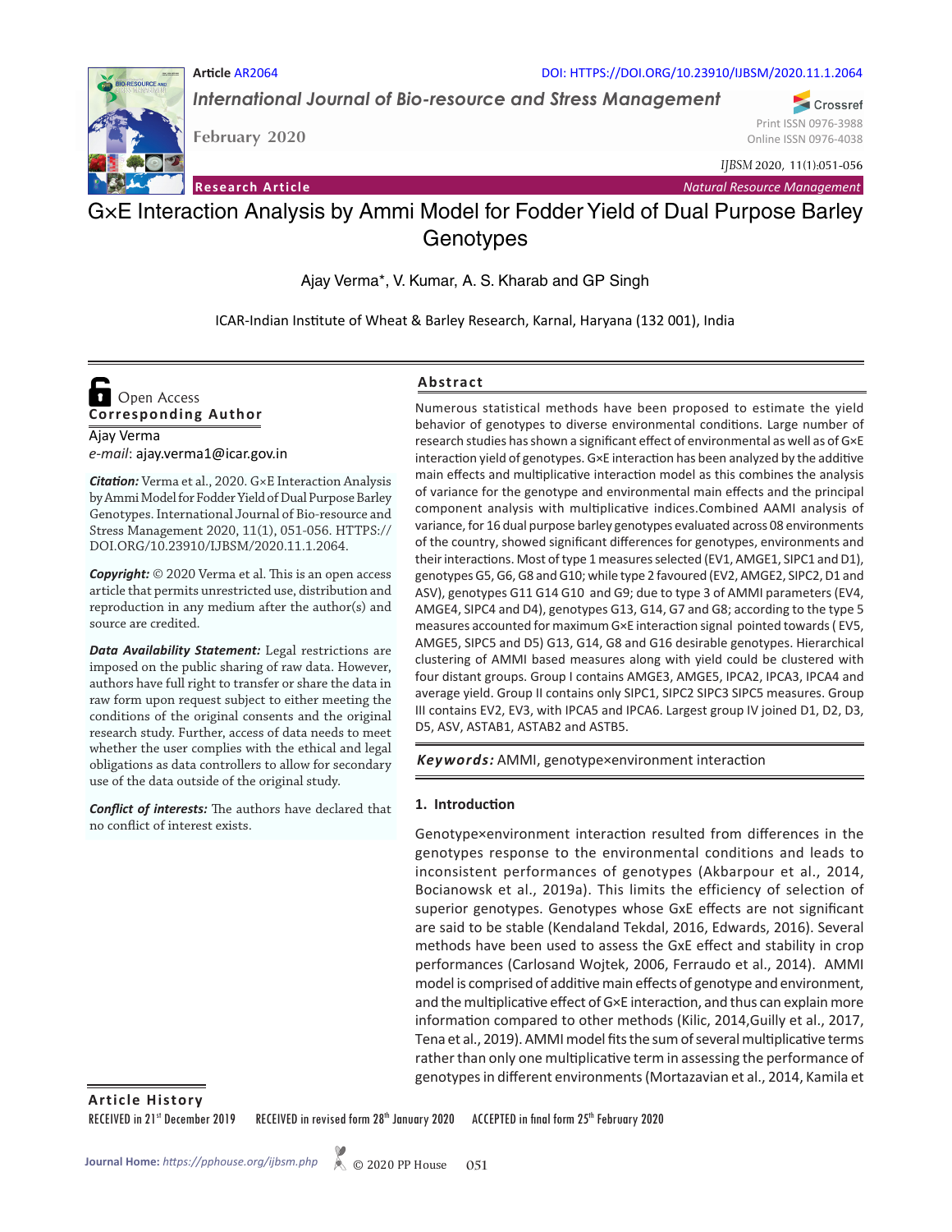Article AR2064

DOI: HTTPS://DOI.ORG/10.23910/IJBSM/2020.11.1.2064

*International Journal of Bio-resource and Stress Management*

February 2020

Print ISSN 0976-3988
Online ISSN 0976-4038

*IJBSM* 2020, 11(1):051-056

**Research Article** — *Natural Resource Management*

# G×E Interaction Analysis by Ammi Model for Fodder Yield of Dual Purpose Barley Genotypes

Ajay Verma*, V. Kumar, A. S. Kharab and GP Singh

ICAR-Indian Institute of Wheat & Barley Research, Karnal, Haryana (132 001), India

Open Access

**Corresponding Author**

Ajay Verma
*e-mail*: ajay.verma1@icar.gov.in

***Citation:*** Verma et al., 2020. G×E Interaction Analysis by Ammi Model for Fodder Yield of Dual Purpose Barley Genotypes. International Journal of Bio-resource and Stress Management 2020, 11(1), 051-056. HTTPS://DOI.ORG/10.23910/IJBSM/2020.11.1.2064.

***Copyright:*** © 2020 Verma et al. This is an open access article that permits unrestricted use, distribution and reproduction in any medium after the author(s) and source are credited.

***Data Availability Statement:*** Legal restrictions are imposed on the public sharing of raw data. However, authors have full right to transfer or share the data in raw form upon request subject to either meeting the conditions of the original consents and the original research study. Further, access of data needs to meet whether the user complies with the ethical and legal obligations as data controllers to allow for secondary use of the data outside of the original study.

***Conflict of interests:*** The authors have declared that no conflict of interest exists.

## Abstract

Numerous statistical methods have been proposed to estimate the yield behavior of genotypes to diverse environmental conditions. Large number of research studies has shown a significant effect of environmental as well as of G×E interaction yield of genotypes. G×E interaction has been analyzed by the additive main effects and multiplicative interaction model as this combines the analysis of variance for the genotype and environmental main effects and the principal component analysis with multiplicative indices.Combined AAMI analysis of variance, for 16 dual purpose barley genotypes evaluated across 08 environments of the country, showed significant differences for genotypes, environments and their interactions. Most of type 1 measures selected (EV1, AMGE1, SIPC1 and D1), genotypes G5, G6, G8 and G10; while type 2 favoured (EV2, AMGE2, SIPC2, D1 and ASV), genotypes G11 G14 G10 and G9; due to type 3 of AMMI parameters (EV4, AMGE4, SIPC4 and D4), genotypes G13, G14, G7 and G8; according to the type 5 measures accounted for maximum G×E interaction signal pointed towards ( EV5, AMGE5, SIPC5 and D5) G13, G14, G8 and G16 desirable genotypes. Hierarchical clustering of AMMI based measures along with yield could be clustered with four distant groups. Group I contains AMGE3, AMGE5, IPCA2, IPCA3, IPCA4 and average yield. Group II contains only SIPC1, SIPC2 SIPC3 SIPC5 measures. Group III contains EV2, EV3, with IPCA5 and IPCA6. Largest group IV joined D1, D2, D3, D5, ASV, ASTAB1, ASTAB2 and ASTB5.

***Keywords:*** AMMI, genotype×environment interaction

## 1. Introduction

Genotype×environment interaction resulted from differences in the genotypes response to the environmental conditions and leads to inconsistent performances of genotypes (Akbarpour et al., 2014, Bocianowsk et al., 2019a). This limits the efficiency of selection of superior genotypes. Genotypes whose GxE effects are not significant are said to be stable (Kendaland Tekdal, 2016, Edwards, 2016). Several methods have been used to assess the GxE effect and stability in crop performances (Carlosand Wojtek, 2006, Ferraudo et al., 2014). AMMI model is comprised of additive main effects of genotype and environment, and the multiplicative effect of G×E interaction, and thus can explain more information compared to other methods (Kilic, 2014,Guilly et al., 2017, Tena et al., 2019). AMMI model fits the sum of several multiplicative terms rather than only one multiplicative term in assessing the performance of genotypes in different environments (Mortazavian et al., 2014, Kamila et

**Article History**

RECEIVED in 21[st] December 2019 RECEIVED in revised form 28[th] January 2020 ACCEPTED in final form 25[th] February 2020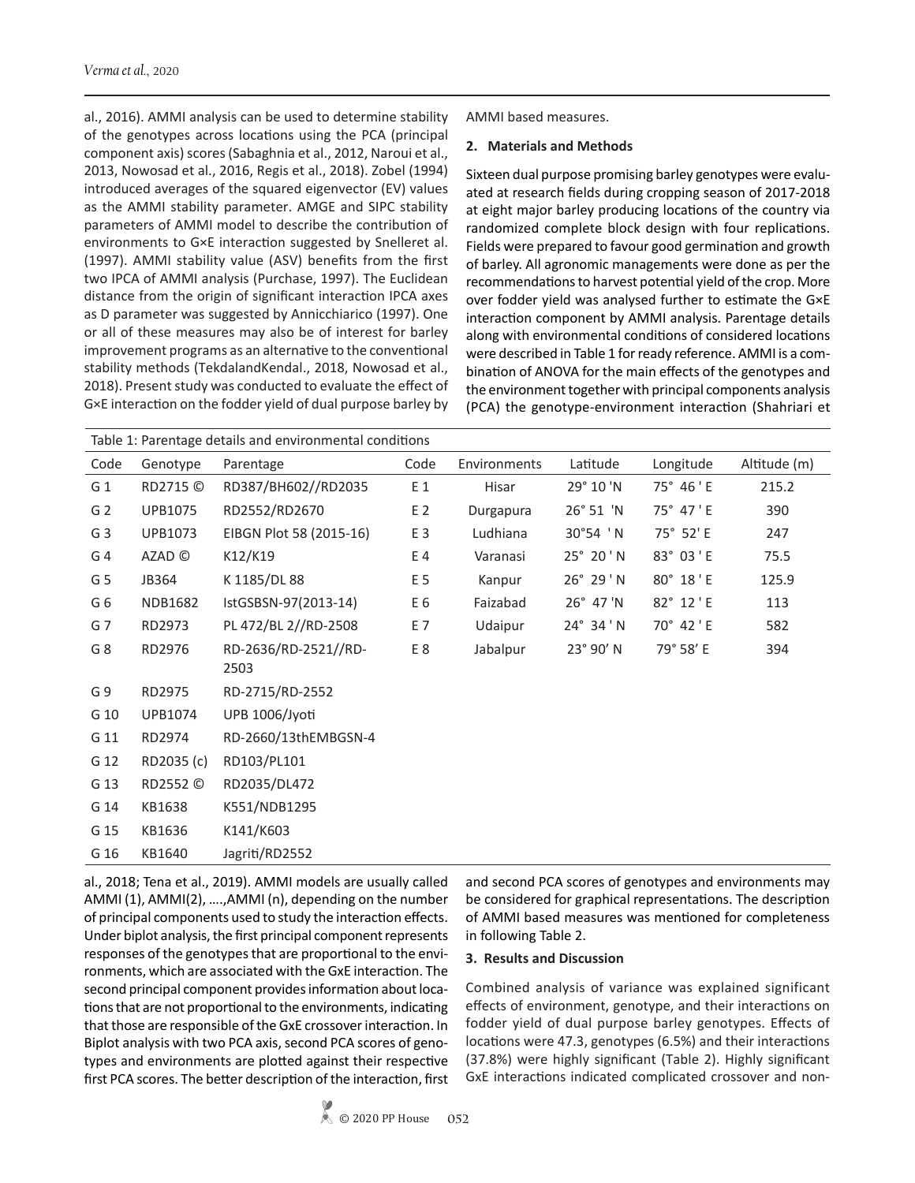al., 2016). AMMI analysis can be used to determine stability of the genotypes across locations using the PCA (principal component axis) scores (Sabaghnia et al., 2012, Naroui et al., 2013, Nowosad et al., 2016, Regis et al., 2018). Zobel (1994) introduced averages of the squared eigenvector (EV) values as the AMMI stability parameter. AMGE and SIPC stability parameters of AMMI model to describe the contribution of environments to G×E interaction suggested by Snelleret al. (1997). AMMI stability value (ASV) benefits from the first two IPCA of AMMI analysis (Purchase, 1997). The Euclidean distance from the origin of significant interaction IPCA axes as D parameter was suggested by Annicchiarico (1997). One or all of these measures may also be of interest for barley improvement programs as an alternative to the conventional stability methods (TekdalandKendal., 2018, Nowosad et al., 2018). Present study was conducted to evaluate the effect of G×E interaction on the fodder yield of dual purpose barley by AMMI based measures.

## 2. Materials and Methods

Sixteen dual purpose promising barley genotypes were evaluated at research fields during cropping season of 2017-2018 at eight major barley producing locations of the country via randomized complete block design with four replications. Fields were prepared to favour good germination and growth of barley. All agronomic managements were done as per the recommendations to harvest potential yield of the crop. More over fodder yield was analysed further to estimate the G×E interaction component by AMMI analysis. Parentage details along with environmental conditions of considered locations were described in Table 1 for ready reference. AMMI is a combination of ANOVA for the main effects of the genotypes and the environment together with principal components analysis (PCA) the genotype-environment interaction (Shahriari et al., 2018; Tena et al., 2019). AMMI models are usually called AMMI (1), AMMI(2), ….,AMMI (n), depending on the number of principal components used to study the interaction effects. Under biplot analysis, the first principal component represents responses of the genotypes that are proportional to the environments, which are associated with the GxE interaction. The second principal component provides information about locations that are not proportional to the environments, indicating that those are responsible of the GxE crossover interaction. In Biplot analysis with two PCA axis, second PCA scores of genotypes and environments are plotted against their respective first PCA scores. The better description of the interaction, first and second PCA scores of genotypes and environments may be considered for graphical representations. The description of AMMI based measures was mentioned for completeness in following Table 2.

Table 1: Parentage details and environmental conditions

| Code | Genotype | Parentage | Code | Environments | Latitude | Longitude | Altitude (m) |
|---|---|---|---|---|---|---|---|
| G 1 | RD2715 © | RD387/BH602//RD2035 | E 1 | Hisar | 29° 10 'N | 75° 46 ' E | 215.2 |
| G 2 | UPB1075 | RD2552/RD2670 | E 2 | Durgapura | 26° 51 'N | 75° 47 ' E | 390 |
| G 3 | UPB1073 | EIBGN Plot 58 (2015-16) | E 3 | Ludhiana | 30°54 ' N | 75° 52' E | 247 |
| G 4 | AZAD © | K12/K19 | E 4 | Varanasi | 25° 20 ' N | 83° 03 ' E | 75.5 |
| G 5 | JB364 | K 1185/DL 88 | E 5 | Kanpur | 26° 29 ' N | 80° 18 ' E | 125.9 |
| G 6 | NDB1682 | IstGSBSN-97(2013-14) | E 6 | Faizabad | 26° 47 'N | 82° 12 ' E | 113 |
| G 7 | RD2973 | PL 472/BL 2//RD-2508 | E 7 | Udaipur | 24° 34 ' N | 70° 42 ' E | 582 |
| G 8 | RD2976 | RD-2636/RD-2521//RD-2503 | E 8 | Jabalpur | 23° 90' N | 79° 58' E | 394 |
| G 9 | RD2975 | RD-2715/RD-2552 | | | | | |
| G 10 | UPB1074 | UPB 1006/Jyoti | | | | | |
| G 11 | RD2974 | RD-2660/13thEMBGSN-4 | | | | | |
| G 12 | RD2035 (c) | RD103/PL101 | | | | | |
| G 13 | RD2552 © | RD2035/DL472 | | | | | |
| G 14 | KB1638 | K551/NDB1295 | | | | | |
| G 15 | KB1636 | K141/K603 | | | | | |
| G 16 | KB1640 | Jagriti/RD2552 | | | | | |

## 3. Results and Discussion

Combined analysis of variance was explained significant effects of environment, genotype, and their interactions on fodder yield of dual purpose barley genotypes. Effects of locations were 47.3, genotypes (6.5%) and their interactions (37.8%) were highly significant (Table 2). Highly significant GxE interactions indicated complicated crossover and non-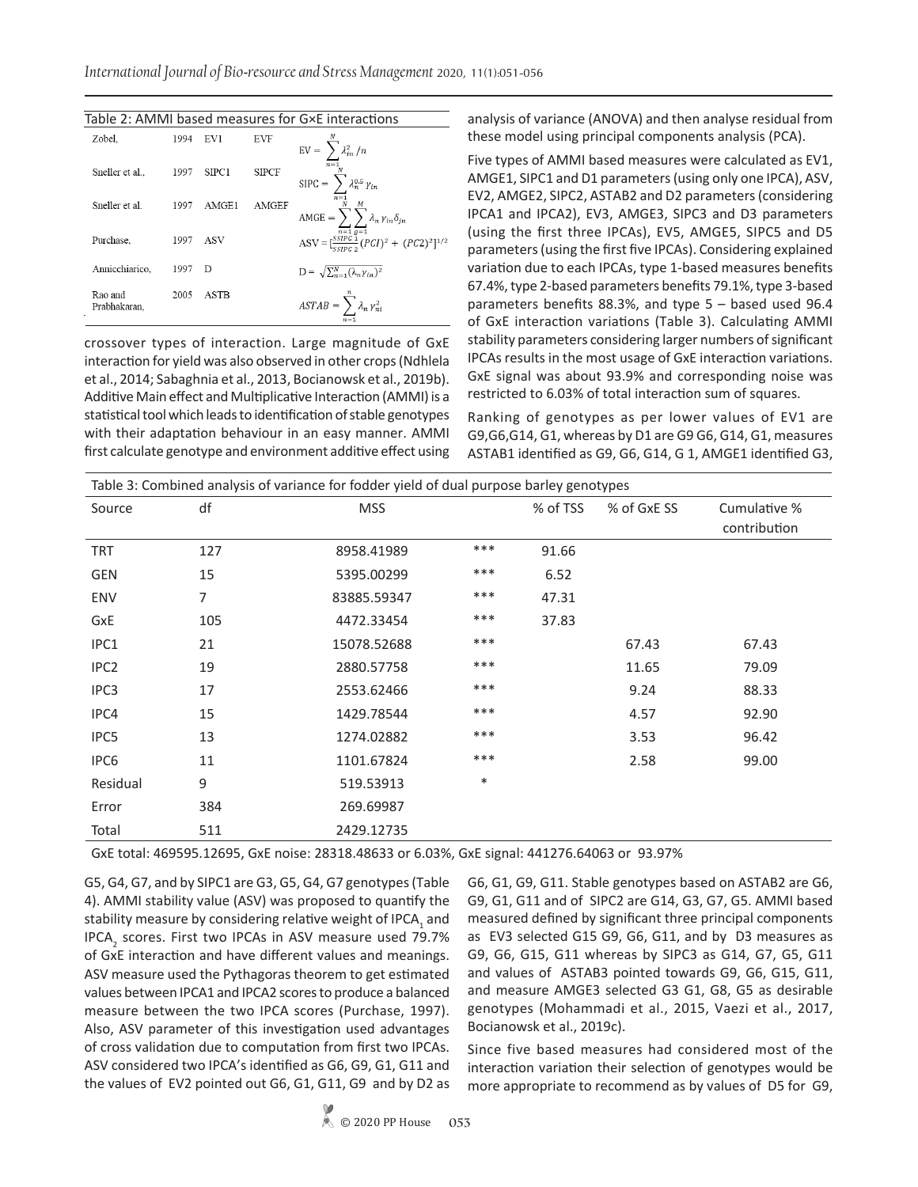Table 2: AMMI based measures for G×E interactions

| | | | | |
|---|---|---|---|---|
| Zobel, | 1994 | EV1 | EVF | $EV = \sum_{n=1}^{N} \lambda_{in}^{2} / n$ |
| Sneller et al., | 1997 | SIPC1 | SIPCF | $SIPC = \sum_{n=1}^{N} \lambda_{n}^{0.5} \gamma_{in}$ |
| Sneller et al. | 1997 | AMGE1 | AMGEF | $AMGE = \sum_{n=1}^{N} \sum_{g=1}^{M} \lambda_{n} \gamma_{in} \delta_{jn}$ |
| Purchase, | 1997 | ASV | | $ASV = [\frac{SSIPC1}{SSIPC2}(PC1)^2 + (PC2)^2]^{1/2}$ |
| Annicchiarico, | 1997 | D | | $D = \sqrt{\sum_{n=1}^{N} (\lambda_{n} \gamma_{in})^2}$ |
| Rao and Prabhakaran, | 2005 | ASTB | | $ASTAB = \sum_{n=1}^{n} \lambda_{n} \gamma_{ni}^{2}$ |

crossover types of interaction. Large magnitude of GxE interaction for yield was also observed in other crops (Ndhlela et al., 2014; Sabaghnia et al., 2013, Bocianowsk et al., 2019b). Additive Main effect and Multiplicative Interaction (AMMI) is a statistical tool which leads to identification of stable genotypes with their adaptation behaviour in an easy manner. AMMI first calculate genotype and environment additive effect using analysis of variance (ANOVA) and then analyse residual from these model using principal components analysis (PCA).

Five types of AMMI based measures were calculated as EV1, AMGE1, SIPC1 and D1 parameters (using only one IPCA), ASV, EV2, AMGE2, SIPC2, ASTAB2 and D2 parameters (considering IPCA1 and IPCA2), EV3, AMGE3, SIPC3 and D3 parameters (using the first three IPCAs), EV5, AMGE5, SIPC5 and D5 parameters (using the first five IPCAs). Considering explained variation due to each IPCAs, type 1-based measures benefits 67.4%, type 2-based parameters benefits 79.1%, type 3-based parameters benefits 88.3%, and type 5 – based used 96.4 of GxE interaction variations (Table 3). Calculating AMMI stability parameters considering larger numbers of significant IPCAs results in the most usage of GxE interaction variations. GxE signal was about 93.9% and corresponding noise was restricted to 6.03% of total interaction sum of squares.

Ranking of genotypes as per lower values of EV1 are G9,G6,G14, G1, whereas by D1 are G9 G6, G14, G1, measures ASTAB1 identified as G9, G6, G14, G 1, AMGE1 identified G3, G5, G4, G7, and by SIPC1 are G3, G5, G4, G7 genotypes (Table 4). AMMI stability value (ASV) was proposed to quantify the stability measure by considering relative weight of $IPCA_1$ and $IPCA_2$ scores. First two IPCAs in ASV measure used 79.7% of GxE interaction and have different values and meanings. ASV measure used the Pythagoras theorem to get estimated values between IPCA1 and IPCA2 scores to produce a balanced measure between the two IPCA scores (Purchase, 1997). Also, ASV parameter of this investigation used advantages of cross validation due to computation from first two IPCAs. ASV considered two IPCA's identified as G6, G9, G1, G11 and the values of EV2 pointed out G6, G1, G11, G9 and by D2 as G6, G1, G9, G11. Stable genotypes based on ASTAB2 are G6, G9, G1, G11 and of SIPC2 are G14, G3, G7, G5. AMMI based measured defined by significant three principal components as EV3 selected G15 G9, G6, G11, and by D3 measures as G9, G6, G15, G11 whereas by SIPC3 as G14, G7, G5, G11 and values of ASTAB3 pointed towards G9, G6, G15, G11, and measure AMGE3 selected G3 G1, G8, G5 as desirable genotypes (Mohammadi et al., 2015, Vaezi et al., 2017, Bocianowsk et al., 2019c).

Since five based measures had considered most of the interaction variation their selection of genotypes would be more appropriate to recommend as by values of D5 for G9,

Table 3: Combined analysis of variance for fodder yield of dual purpose barley genotypes

| Source | df | MSS | | % of TSS | % of GxE SS | Cumulative % contribution |
|---|---|---|---|---|---|---|
| TRT | 127 | 8958.41989 | *** | 91.66 | | |
| GEN | 15 | 5395.00299 | *** | 6.52 | | |
| ENV | 7 | 83885.59347 | *** | 47.31 | | |
| GxE | 105 | 4472.33454 | *** | 37.83 | | |
| IPC1 | 21 | 15078.52688 | *** | | 67.43 | 67.43 |
| IPC2 | 19 | 2880.57758 | *** | | 11.65 | 79.09 |
| IPC3 | 17 | 2553.62466 | *** | | 9.24 | 88.33 |
| IPC4 | 15 | 1429.78544 | *** | | 4.57 | 92.90 |
| IPC5 | 13 | 1274.02882 | *** | | 3.53 | 96.42 |
| IPC6 | 11 | 1101.67824 | *** | | 2.58 | 99.00 |
| Residual | 9 | 519.53913 | * | | | |
| Error | 384 | 269.69987 | | | | |
| Total | 511 | 2429.12735 | | | | |

GxE total: 469595.12695, GxE noise: 28318.48633 or 6.03%, GxE signal: 441276.64063 or 93.97%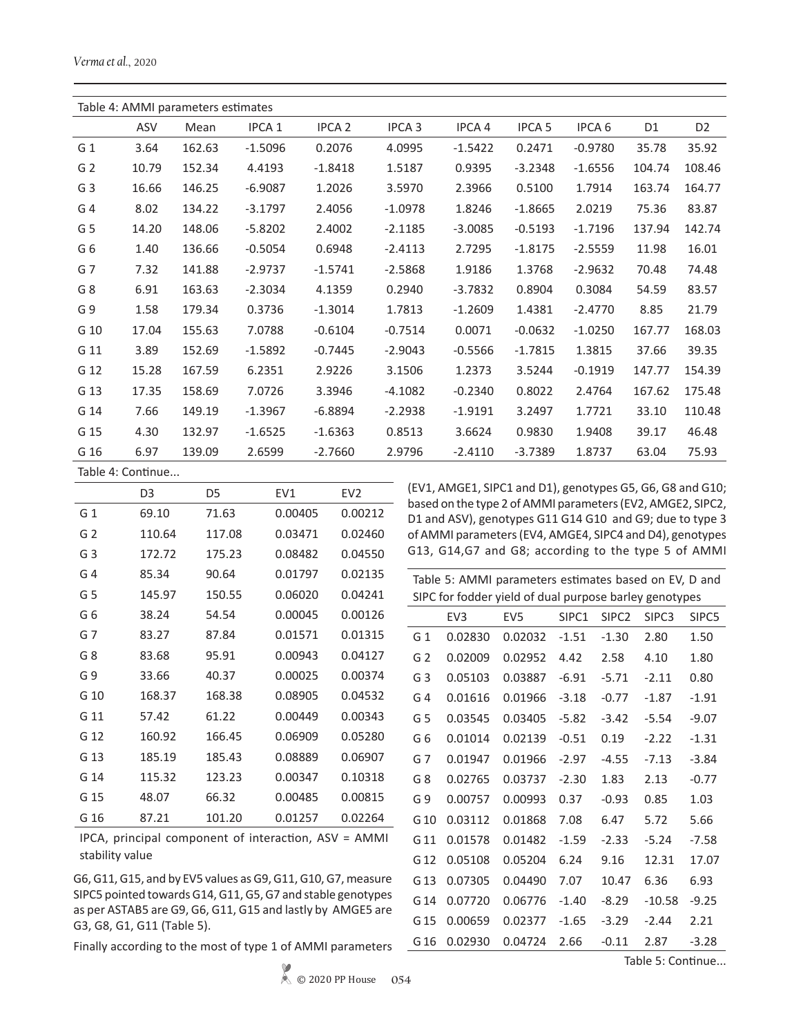Table 4: AMMI parameters estimates

| | ASV | Mean | IPCA 1 | IPCA 2 | IPCA 3 | IPCA 4 | IPCA 5 | IPCA 6 | D1 | D2 |
|---|---|---|---|---|---|---|---|---|---|---|
| G 1 | 3.64 | 162.63 | -1.5096 | 0.2076 | 4.0995 | -1.5422 | 0.2471 | -0.9780 | 35.78 | 35.92 |
| G 2 | 10.79 | 152.34 | 4.4193 | -1.8418 | 1.5187 | 0.9395 | -3.2348 | -1.6556 | 104.74 | 108.46 |
| G 3 | 16.66 | 146.25 | -6.9087 | 1.2026 | 3.5970 | 2.3966 | 0.5100 | 1.7914 | 163.74 | 164.77 |
| G 4 | 8.02 | 134.22 | -3.1797 | 2.4056 | -1.0978 | 1.8246 | -1.8665 | 2.0219 | 75.36 | 83.87 |
| G 5 | 14.20 | 148.06 | -5.8202 | 2.4002 | -2.1185 | -3.0085 | -0.5193 | -1.7196 | 137.94 | 142.74 |
| G 6 | 1.40 | 136.66 | -0.5054 | 0.6948 | -2.4113 | 2.7295 | -1.8175 | -2.5559 | 11.98 | 16.01 |
| G 7 | 7.32 | 141.88 | -2.9737 | -1.5741 | -2.5868 | 1.9186 | 1.3768 | -2.9632 | 70.48 | 74.48 |
| G 8 | 6.91 | 163.63 | -2.3034 | 4.1359 | 0.2940 | -3.7832 | 0.8904 | 0.3084 | 54.59 | 83.57 |
| G 9 | 1.58 | 179.34 | 0.3736 | -1.3014 | 1.7813 | -1.2609 | 1.4381 | -2.4770 | 8.85 | 21.79 |
| G 10 | 17.04 | 155.63 | 7.0788 | -0.6104 | -0.7514 | 0.0071 | -0.0632 | -1.0250 | 167.77 | 168.03 |
| G 11 | 3.89 | 152.69 | -1.5892 | -0.7445 | -2.9043 | -0.5566 | -1.7815 | 1.3815 | 37.66 | 39.35 |
| G 12 | 15.28 | 167.59 | 6.2351 | 2.9226 | 3.1506 | 1.2373 | 3.5244 | -0.1919 | 147.77 | 154.39 |
| G 13 | 17.35 | 158.69 | 7.0726 | 3.3946 | -4.1082 | -0.2340 | 0.8022 | 2.4764 | 167.62 | 175.48 |
| G 14 | 7.66 | 149.19 | -1.3967 | -6.8894 | -2.2938 | -1.9191 | 3.2497 | 1.7721 | 33.10 | 110.48 |
| G 15 | 4.30 | 132.97 | -1.6525 | -1.6363 | 0.8513 | 3.6624 | 0.9830 | 1.9408 | 39.17 | 46.48 |
| G 16 | 6.97 | 139.09 | 2.6599 | -2.7660 | 2.9796 | -2.4110 | -3.7389 | 1.8737 | 63.04 | 75.93 |

Table 4: Continue...

| | D3 | D5 | EV1 | EV2 |
|---|---|---|---|---|
| G 1 | 69.10 | 71.63 | 0.00405 | 0.00212 |
| G 2 | 110.64 | 117.08 | 0.03471 | 0.02460 |
| G 3 | 172.72 | 175.23 | 0.08482 | 0.04550 |
| G 4 | 85.34 | 90.64 | 0.01797 | 0.02135 |
| G 5 | 145.97 | 150.55 | 0.06020 | 0.04241 |
| G 6 | 38.24 | 54.54 | 0.00045 | 0.00126 |
| G 7 | 83.27 | 87.84 | 0.01571 | 0.01315 |
| G 8 | 83.68 | 95.91 | 0.00943 | 0.04127 |
| G 9 | 33.66 | 40.37 | 0.00025 | 0.00374 |
| G 10 | 168.37 | 168.38 | 0.08905 | 0.04532 |
| G 11 | 57.42 | 61.22 | 0.00449 | 0.00343 |
| G 12 | 160.92 | 166.45 | 0.06909 | 0.05280 |
| G 13 | 185.19 | 185.43 | 0.08889 | 0.06907 |
| G 14 | 115.32 | 123.23 | 0.00347 | 0.10318 |
| G 15 | 48.07 | 66.32 | 0.00485 | 0.00815 |
| G 16 | 87.21 | 101.20 | 0.01257 | 0.02264 |

IPCA, principal component of interaction, ASV = AMMI stability value

G6, G11, G15, and by EV5 values as G9, G11, G10, G7, measure SIPC5 pointed towards G14, G11, G5, G7 and stable genotypes as per ASTAB5 are G9, G6, G11, G15 and lastly by AMGE5 are G3, G8, G1, G11 (Table 5).

Finally according to the most of type 1 of AMMI parameters (EV1, AMGE1, SIPC1 and D1), genotypes G5, G6, G8 and G10; based on the type 2 of AMMI parameters (EV2, AMGE2, SIPC2, D1 and ASV), genotypes G11 G14 G10 and G9; due to type 3 of AMMI parameters (EV4, AMGE4, SIPC4 and D4), genotypes G13, G14,G7 and G8; according to the type 5 of AMMI

Table 5: AMMI parameters estimates based on EV, D and SIPC for fodder yield of dual purpose barley genotypes

| | EV3 | EV5 | SIPC1 | SIPC2 | SIPC3 | SIPC5 |
|---|---|---|---|---|---|---|
| G 1 | 0.02830 | 0.02032 | -1.51 | -1.30 | 2.80 | 1.50 |
| G 2 | 0.02009 | 0.02952 | 4.42 | 2.58 | 4.10 | 1.80 |
| G 3 | 0.05103 | 0.03887 | -6.91 | -5.71 | -2.11 | 0.80 |
| G 4 | 0.01616 | 0.01966 | -3.18 | -0.77 | -1.87 | -1.91 |
| G 5 | 0.03545 | 0.03405 | -5.82 | -3.42 | -5.54 | -9.07 |
| G 6 | 0.01014 | 0.02139 | -0.51 | 0.19 | -2.22 | -1.31 |
| G 7 | 0.01947 | 0.01966 | -2.97 | -4.55 | -7.13 | -3.84 |
| G 8 | 0.02765 | 0.03737 | -2.30 | 1.83 | 2.13 | -0.77 |
| G 9 | 0.00757 | 0.00993 | 0.37 | -0.93 | 0.85 | 1.03 |
| G 10 | 0.03112 | 0.01868 | 7.08 | 6.47 | 5.72 | 5.66 |
| G 11 | 0.01578 | 0.01482 | -1.59 | -2.33 | -5.24 | -7.58 |
| G 12 | 0.05108 | 0.05204 | 6.24 | 9.16 | 12.31 | 17.07 |
| G 13 | 0.07305 | 0.04490 | 7.07 | 10.47 | 6.36 | 6.93 |
| G 14 | 0.07720 | 0.06776 | -1.40 | -8.29 | -10.58 | -9.25 |
| G 15 | 0.00659 | 0.02377 | -1.65 | -3.29 | -2.44 | 2.21 |
| G 16 | 0.02930 | 0.04724 | 2.66 | -0.11 | 2.87 | -3.28 |

Table 5: Continue...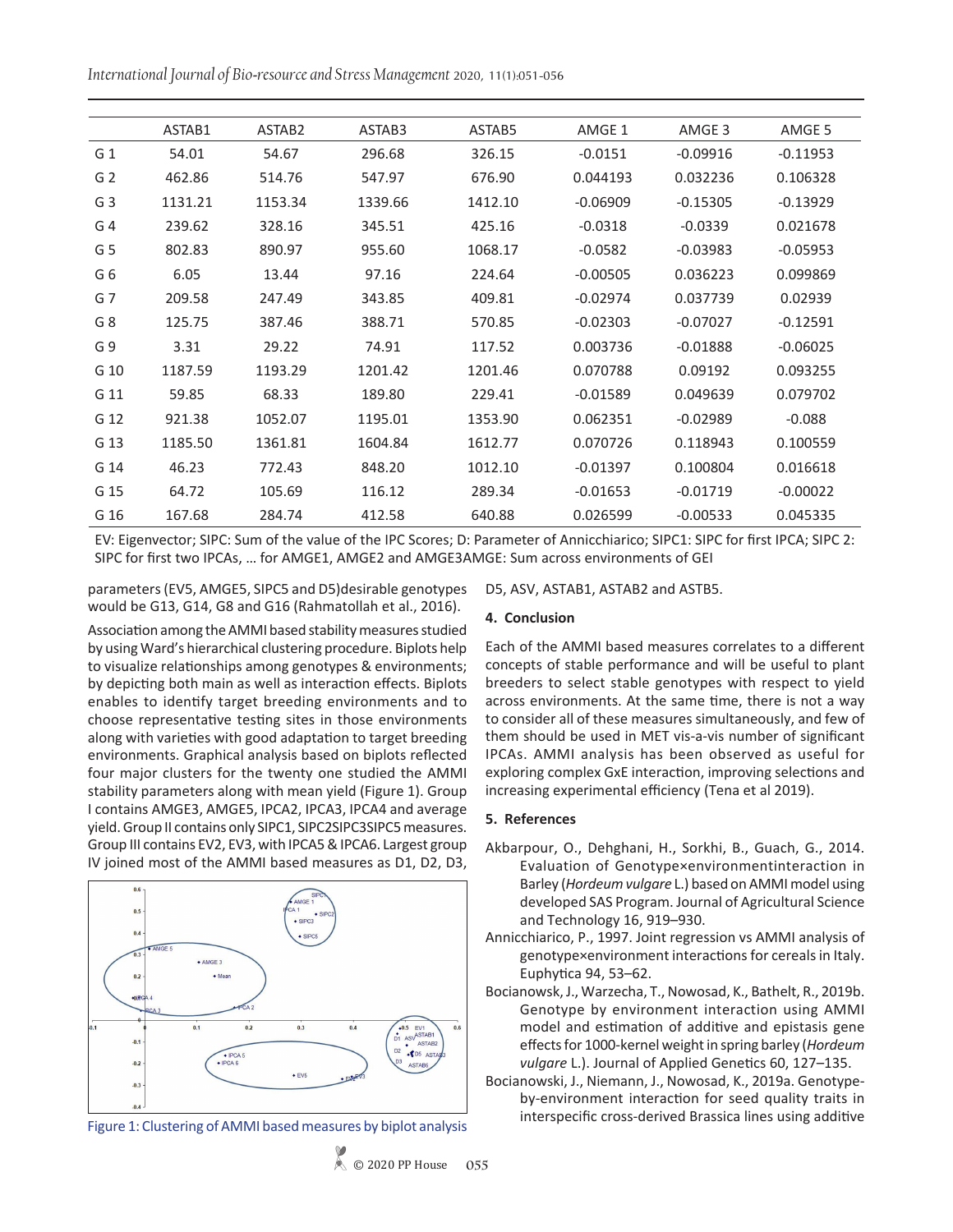|  | ASTAB1 | ASTAB2 | ASTAB3 | ASTAB5 | AMGE 1 | AMGE 3 | AMGE 5 |
|---|---|---|---|---|---|---|---|
| G 1 | 54.01 | 54.67 | 296.68 | 326.15 | -0.0151 | -0.09916 | -0.11953 |
| G 2 | 462.86 | 514.76 | 547.97 | 676.90 | 0.044193 | 0.032236 | 0.106328 |
| G 3 | 1131.21 | 1153.34 | 1339.66 | 1412.10 | -0.06909 | -0.15305 | -0.13929 |
| G 4 | 239.62 | 328.16 | 345.51 | 425.16 | -0.0318 | -0.0339 | 0.021678 |
| G 5 | 802.83 | 890.97 | 955.60 | 1068.17 | -0.0582 | -0.03983 | -0.05953 |
| G 6 | 6.05 | 13.44 | 97.16 | 224.64 | -0.00505 | 0.036223 | 0.099869 |
| G 7 | 209.58 | 247.49 | 343.85 | 409.81 | -0.02974 | 0.037739 | 0.02939 |
| G 8 | 125.75 | 387.46 | 388.71 | 570.85 | -0.02303 | -0.07027 | -0.12591 |
| G 9 | 3.31 | 29.22 | 74.91 | 117.52 | 0.003736 | -0.01888 | -0.06025 |
| G 10 | 1187.59 | 1193.29 | 1201.42 | 1201.46 | 0.070788 | 0.09192 | 0.093255 |
| G 11 | 59.85 | 68.33 | 189.80 | 229.41 | -0.01589 | 0.049639 | 0.079702 |
| G 12 | 921.38 | 1052.07 | 1195.01 | 1353.90 | 0.062351 | -0.02989 | -0.088 |
| G 13 | 1185.50 | 1361.81 | 1604.84 | 1612.77 | 0.070726 | 0.118943 | 0.100559 |
| G 14 | 46.23 | 772.43 | 848.20 | 1012.10 | -0.01397 | 0.100804 | 0.016618 |
| G 15 | 64.72 | 105.69 | 116.12 | 289.34 | -0.01653 | -0.01719 | -0.00022 |
| G 16 | 167.68 | 284.74 | 412.58 | 640.88 | 0.026599 | -0.00533 | 0.045335 |

EV: Eigenvector; SIPC: Sum of the value of the IPC Scores; D: Parameter of Annicchiarico; SIPC1: SIPC for first IPCA; SIPC 2: SIPC for first two IPCAs, … for AMGE1, AMGE2 and AMGE3AMGE: Sum across environments of GEI

parameters (EV5, AMGE5, SIPC5 and D5)desirable genotypes would be G13, G14, G8 and G16 (Rahmatollah et al., 2016).

Association among the AMMI based stability measures studied by using Ward's hierarchical clustering procedure. Biplots help to visualize relationships among genotypes & environments; by depicting both main as well as interaction effects. Biplots enables to identify target breeding environments and to choose representative testing sites in those environments along with varieties with good adaptation to target breeding environments. Graphical analysis based on biplots reflected four major clusters for the twenty one studied the AMMI stability parameters along with mean yield (Figure 1). Group I contains AMGE3, AMGE5, IPCA2, IPCA3, IPCA4 and average yield. Group II contains only SIPC1, SIPC2SIPC3SIPC5 measures. Group III contains EV2, EV3, with IPCA5 & IPCA6. Largest group IV joined most of the AMMI based measures as D1, D2, D3, D5, ASV, ASTAB1, ASTAB2 and ASTB5.

Figure 1: Clustering of AMMI based measures by biplot analysis

## 4. Conclusion

Each of the AMMI based measures correlates to a different concepts of stable performance and will be useful to plant breeders to select stable genotypes with respect to yield across environments. At the same time, there is not a way to consider all of these measures simultaneously, and few of them should be used in MET vis-a-vis number of significant IPCAs. AMMI analysis has been observed as useful for exploring complex GxE interaction, improving selections and increasing experimental efficiency (Tena et al 2019).

## 5. References

Akbarpour, O., Dehghani, H., Sorkhi, B., Guach, G., 2014. Evaluation of Genotype×environmentinteraction in Barley (*Hordeum vulgare* L.) based on AMMI model using developed SAS Program. Journal of Agricultural Science and Technology 16, 919–930.

Annicchiarico, P., 1997. Joint regression vs AMMI analysis of genotype×environment interactions for cereals in Italy. Euphytica 94, 53–62.

Bocianowsk, J., Warzecha, T., Nowosad, K., Bathelt, R., 2019b. Genotype by environment interaction using AMMI model and estimation of additive and epistasis gene effects for 1000-kernel weight in spring barley (*Hordeum vulgare* L.). Journal of Applied Genetics 60, 127–135.

Bocianowski, J., Niemann, J., Nowosad, K., 2019a. Genotype-by-environment interaction for seed quality traits in interspecific cross-derived Brassica lines using additive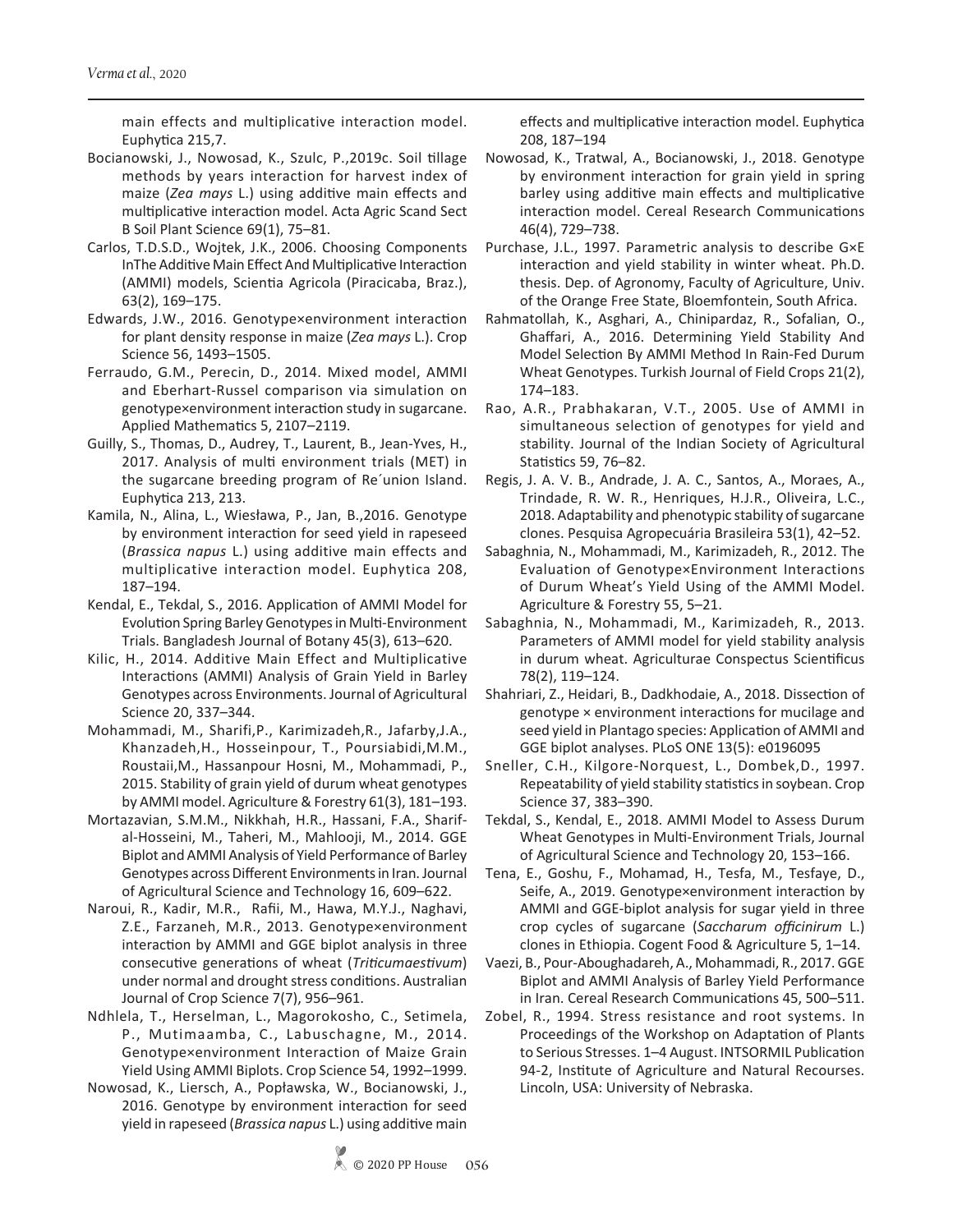main effects and multiplicative interaction model. Euphytica 215,7.

Bocianowski, J., Nowosad, K., Szulc, P.,2019c. Soil tillage methods by years interaction for harvest index of maize (*Zea mays* L.) using additive main effects and multiplicative interaction model. Acta Agric Scand Sect B Soil Plant Science 69(1), 75–81.

Carlos, T.D.S.D., Wojtek, J.K., 2006. Choosing Components InThe Additive Main Effect And Multiplicative Interaction (AMMI) models, Scientia Agricola (Piracicaba, Braz.), 63(2), 169–175.

Edwards, J.W., 2016. Genotype×environment interaction for plant density response in maize (*Zea mays* L.). Crop Science 56, 1493–1505.

Ferraudo, G.M., Perecin, D., 2014. Mixed model, AMMI and Eberhart-Russel comparison via simulation on genotype×environment interaction study in sugarcane. Applied Mathematics 5, 2107–2119.

Guilly, S., Thomas, D., Audrey, T., Laurent, B., Jean-Yves, H., 2017. Analysis of multi environment trials (MET) in the sugarcane breeding program of Re´union Island. Euphytica 213, 213.

Kamila, N., Alina, L., Wiesława, P., Jan, B.,2016. Genotype by environment interaction for seed yield in rapeseed (*Brassica napus* L.) using additive main effects and multiplicative interaction model. Euphytica 208, 187–194.

Kendal, E., Tekdal, S., 2016. Application of AMMI Model for Evolution Spring Barley Genotypes in Multi-Environment Trials. Bangladesh Journal of Botany 45(3), 613–620.

Kilic, H., 2014. Additive Main Effect and Multiplicative Interactions (AMMI) Analysis of Grain Yield in Barley Genotypes across Environments. Journal of Agricultural Science 20, 337–344.

Mohammadi, M., Sharifi,P., Karimizadeh,R., Jafarby,J.A., Khanzadeh,H., Hosseinpour, T., Poursiabidi,M.M., Roustaii,M., Hassanpour Hosni, M., Mohammadi, P., 2015. Stability of grain yield of durum wheat genotypes by AMMI model. Agriculture & Forestry 61(3), 181–193.

Mortazavian, S.M.M., Nikkhah, H.R., Hassani, F.A., Sharif-al-Hosseini, M., Taheri, M., Mahlooji, M., 2014. GGE Biplot and AMMI Analysis of Yield Performance of Barley Genotypes across Different Environments in Iran. Journal of Agricultural Science and Technology 16, 609–622.

Naroui, R., Kadir, M.R., Rafii, M., Hawa, M.Y.J., Naghavi, Z.E., Farzaneh, M.R., 2013. Genotype×environment interaction by AMMI and GGE biplot analysis in three consecutive generations of wheat (*Triticumaestivum*) under normal and drought stress conditions. Australian Journal of Crop Science 7(7), 956–961.

Ndhlela, T., Herselman, L., Magorokosho, C., Setimela, P., Mutimaamba, C., Labuschagne, M., 2014. Genotype×environment Interaction of Maize Grain Yield Using AMMI Biplots. Crop Science 54, 1992–1999.

Nowosad, K., Liersch, A., Popławska, W., Bocianowski, J., 2016. Genotype by environment interaction for seed yield in rapeseed (*Brassica napus* L.) using additive main effects and multiplicative interaction model. Euphytica 208, 187–194

Nowosad, K., Tratwal, A., Bocianowski, J., 2018. Genotype by environment interaction for grain yield in spring barley using additive main effects and multiplicative interaction model. Cereal Research Communications 46(4), 729–738.

Purchase, J.L., 1997. Parametric analysis to describe G×E interaction and yield stability in winter wheat. Ph.D. thesis. Dep. of Agronomy, Faculty of Agriculture, Univ. of the Orange Free State, Bloemfontein, South Africa.

Rahmatollah, K., Asghari, A., Chinipardaz, R., Sofalian, O., Ghaffari, A., 2016. Determining Yield Stability And Model Selection By AMMI Method In Rain-Fed Durum Wheat Genotypes. Turkish Journal of Field Crops 21(2), 174–183.

Rao, A.R., Prabhakaran, V.T., 2005. Use of AMMI in simultaneous selection of genotypes for yield and stability. Journal of the Indian Society of Agricultural Statistics 59, 76–82.

Regis, J. A. V. B., Andrade, J. A. C., Santos, A., Moraes, A., Trindade, R. W. R., Henriques, H.J.R., Oliveira, L.C., 2018. Adaptability and phenotypic stability of sugarcane clones. Pesquisa Agropecuária Brasileira 53(1), 42–52.

Sabaghnia, N., Mohammadi, M., Karimizadeh, R., 2012. The Evaluation of Genotype×Environment Interactions of Durum Wheat's Yield Using of the AMMI Model. Agriculture & Forestry 55, 5–21.

Sabaghnia, N., Mohammadi, M., Karimizadeh, R., 2013. Parameters of AMMI model for yield stability analysis in durum wheat. Agriculturae Conspectus Scientificus 78(2), 119–124.

Shahriari, Z., Heidari, B., Dadkhodaie, A., 2018. Dissection of genotype × environment interactions for mucilage and seed yield in Plantago species: Application of AMMI and GGE biplot analyses. PLoS ONE 13(5): e0196095

Sneller, C.H., Kilgore-Norquest, L., Dombek,D., 1997. Repeatability of yield stability statistics in soybean. Crop Science 37, 383–390.

Tekdal, S., Kendal, E., 2018. AMMI Model to Assess Durum Wheat Genotypes in Multi-Environment Trials, Journal of Agricultural Science and Technology 20, 153–166.

Tena, E., Goshu, F., Mohamad, H., Tesfa, M., Tesfaye, D., Seife, A., 2019. Genotype×environment interaction by AMMI and GGE-biplot analysis for sugar yield in three crop cycles of sugarcane (*Saccharum officinirum* L.) clones in Ethiopia. Cogent Food & Agriculture 5, 1–14.

Vaezi, B., Pour-Aboughadareh, A., Mohammadi, R., 2017. GGE Biplot and AMMI Analysis of Barley Yield Performance in Iran. Cereal Research Communications 45, 500–511.

Zobel, R., 1994. Stress resistance and root systems. In Proceedings of the Workshop on Adaptation of Plants to Serious Stresses. 1–4 August. INTSORMIL Publication 94-2, Institute of Agriculture and Natural Recourses. Lincoln, USA: University of Nebraska.